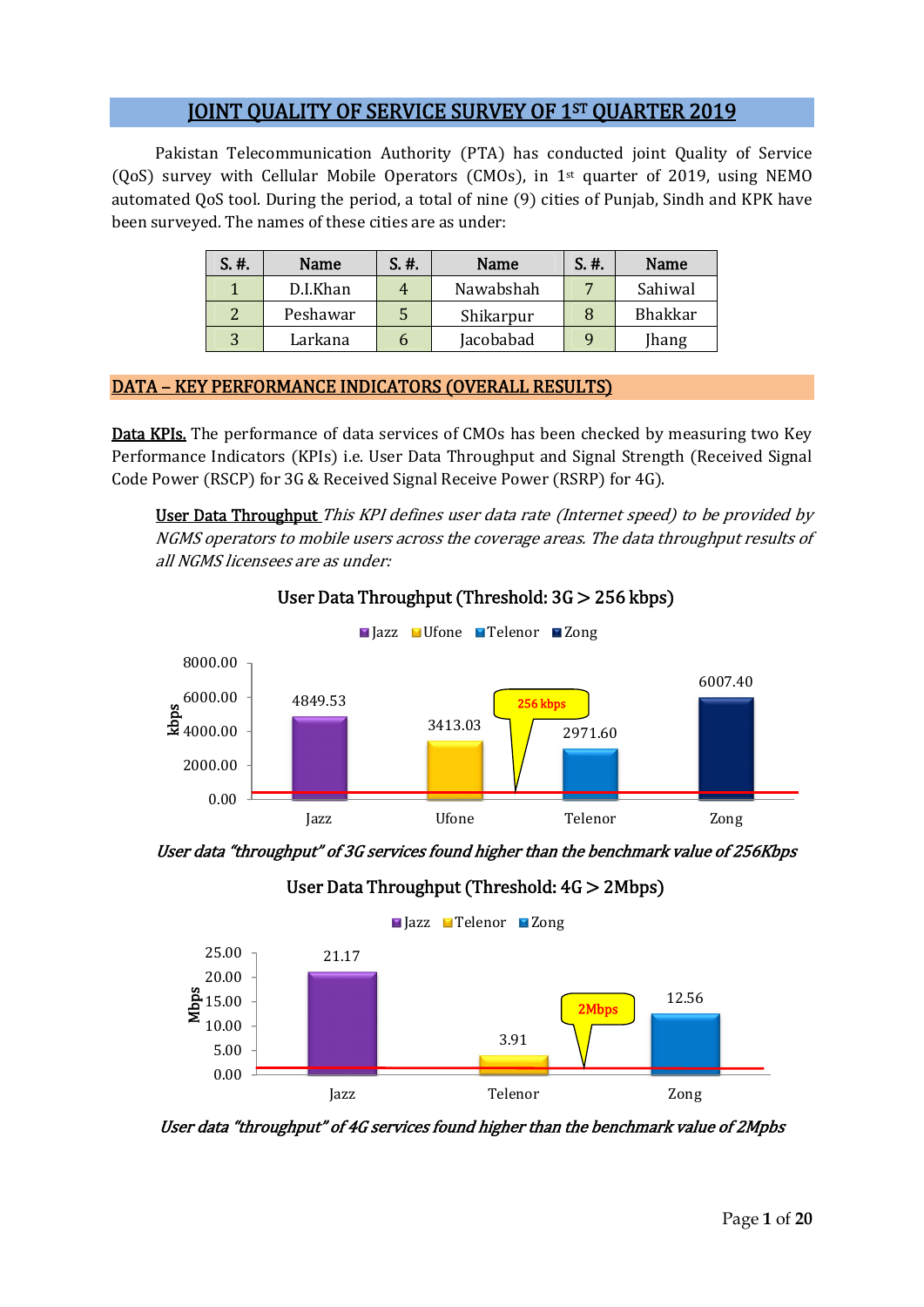# JOINT QUALITY OF SERVICE SURVEY OF 1ST QUARTER 2019

Pakistan Telecommunication Authority (PTA) has conducted joint Quality of Service (QoS) survey with Cellular Mobile Operators (CMOs), in 1st quarter of 2019, using NEMO automated QoS tool. During the period, a total of nine (9) cities of Punjab, Sindh and KPK have been surveyed. The names of these cities are as under:

| S. #. | Name | S. #. | Name | S. #. | Name |
|---|---|---|---|---|---|
| 1 | D.I.Khan | 4 | Nawabshah | 7 | Sahiwal |
| 2 | Peshawar | 5 | Shikarpur | 8 | Bhakkar |
| 3 | Larkana | 6 | Jacobabad | 9 | Jhang |

## DATA – KEY PERFORMANCE INDICATORS (OVERALL RESULTS)

**Data KPIs.** The performance of data services of CMOs has been checked by measuring two Key Performance Indicators (KPIs) i.e. User Data Throughput and Signal Strength (Received Signal Code Power (RSCP) for 3G & Received Signal Receive Power (RSRP) for 4G).

**User Data Throughput** *This KPI defines user data rate (Internet speed) to be provided by NGMS operators to mobile users across the coverage areas. The data throughput results of all NGMS licensees are as under:*

**User Data Throughput (Threshold: 3G > 256 kbps)**

| Operator | kbps |
|---|---|
| Jazz | 4849.53 |
| Ufone | 3413.03 |
| Telenor | 2971.60 |
| Zong | 6007.40 |

Threshold: 256 kbps

*User data "throughput" of 3G services found higher than the benchmark value of 256Kbps*

**User Data Throughput (Threshold: 4G > 2Mbps)**

| Operator | Mbps |
|---|---|
| Jazz | 21.17 |
| Telenor | 3.91 |
| Zong | 12.56 |

Threshold: 2Mbps

*User data "throughput" of 4G services found higher than the benchmark value of 2Mpbs*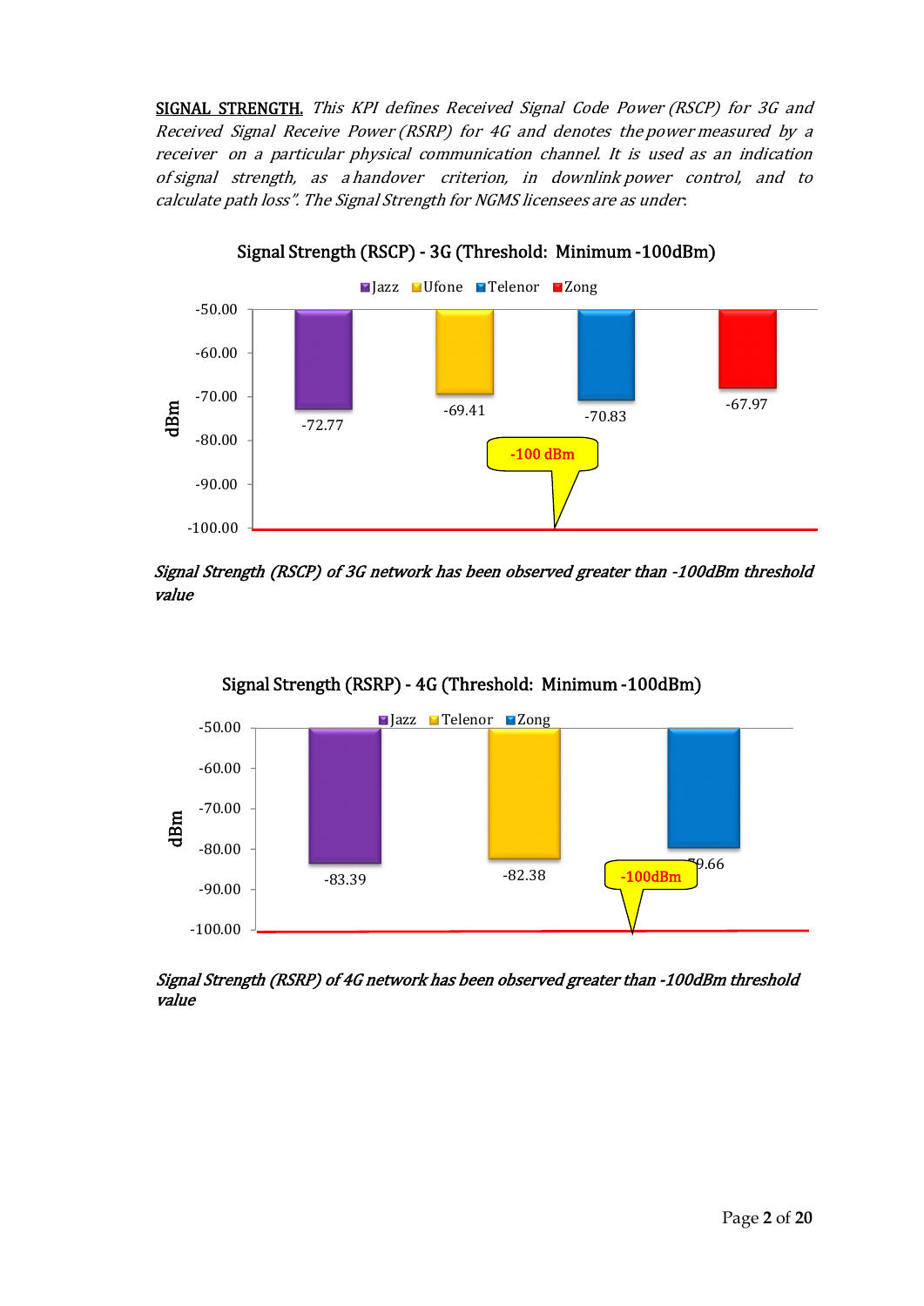**SIGNAL STRENGTH.** *This KPI defines Received Signal Code Power (RSCP) for 3G and Received Signal Receive Power (RSRP) for 4G and denotes the power measured by a receiver on a particular physical communication channel. It is used as an indication of signal strength, as a handover criterion, in downlink power control, and to calculate path loss". The Signal Strength for NGMS licensees are as under:*

**Signal Strength (RSCP) - 3G (Threshold: Minimum -100dBm)**

| Operator | dBm |
|---|---|
| Jazz | -72.77 |
| Ufone | -69.41 |
| Telenor | -70.83 |
| Zong | -67.97 |

*Signal Strength (RSCP) of 3G network has been observed greater than -100dBm threshold value*

**Signal Strength (RSRP) - 4G (Threshold: Minimum -100dBm)**

| Operator | dBm |
|---|---|
| Jazz | -83.39 |
| Telenor | -82.38 |
| Zong | -79.66 |

*Signal Strength (RSRP) of 4G network has been observed greater than -100dBm threshold value*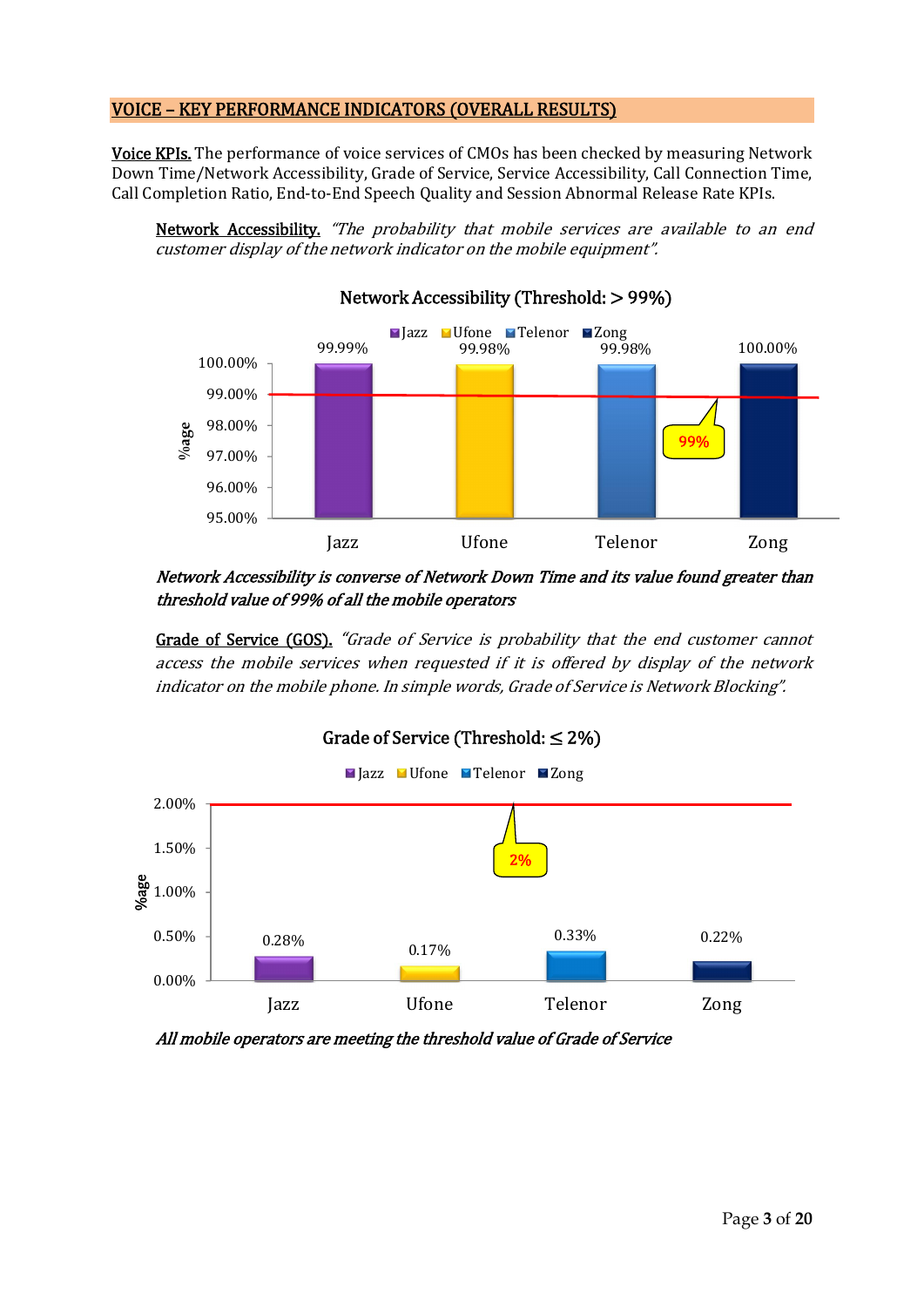## VOICE – KEY PERFORMANCE INDICATORS (OVERALL RESULTS)

**Voice KPIs.** The performance of voice services of CMOs has been checked by measuring Network Down Time/Network Accessibility, Grade of Service, Service Accessibility, Call Connection Time, Call Completion Ratio, End-to-End Speech Quality and Session Abnormal Release Rate KPIs.

**Network Accessibility.** *"The probability that mobile services are available to an end customer display of the network indicator on the mobile equipment".*

**Network Accessibility (Threshold: > 99%)**

| Operator | %age |
|---|---|
| Jazz | 99.99% |
| Ufone | 99.98% |
| Telenor | 99.98% |
| Zong | 100.00% |

Threshold: 99%

***Network Accessibility is converse of Network Down Time and its value found greater than threshold value of 99% of all the mobile operators***

**Grade of Service (GOS).** *"Grade of Service is probability that the end customer cannot access the mobile services when requested if it is offered by display of the network indicator on the mobile phone. In simple words, Grade of Service is Network Blocking".*

**Grade of Service (Threshold: ≤ 2%)**

| Operator | %age |
|---|---|
| Jazz | 0.28% |
| Ufone | 0.17% |
| Telenor | 0.33% |
| Zong | 0.22% |

Threshold: 2%

***All mobile operators are meeting the threshold value of Grade of Service***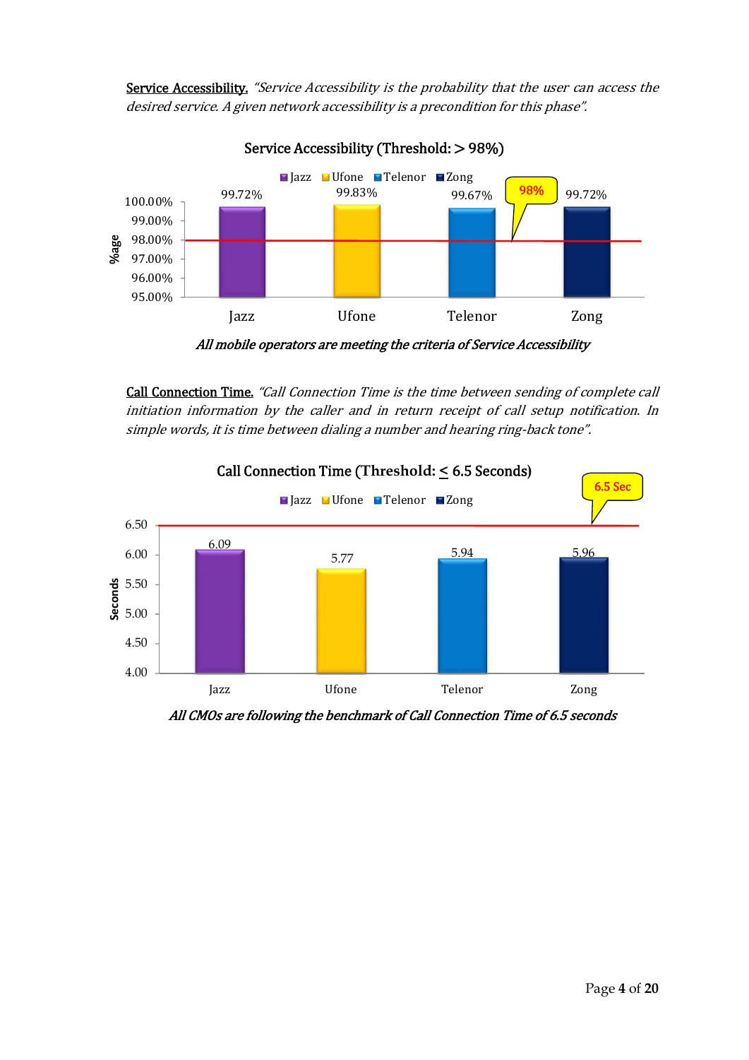**Service Accessibility.** *"Service Accessibility is the probability that the user can access the desired service. A given network accessibility is a precondition for this phase".*

**Service Accessibility (Threshold: > 98%)**

| Operator | Service Accessibility |
|---|---|
| Jazz | 99.72% |
| Ufone | 99.83% |
| Telenor | 99.67% |
| Zong | 99.72% |

Threshold: 98%

***All mobile operators are meeting the criteria of Service Accessibility***

**Call Connection Time.** *"Call Connection Time is the time between sending of complete call initiation information by the caller and in return receipt of call setup notification. In simple words, it is time between dialing a number and hearing ring-back tone".*

**Call Connection Time (Threshold: ≤ 6.5 Seconds)**

| Operator | Call Connection Time (Seconds) |
|---|---|
| Jazz | 6.09 |
| Ufone | 5.77 |
| Telenor | 5.94 |
| Zong | 5.96 |

Threshold: 6.5 Sec

***All CMOs are following the benchmark of Call Connection Time of 6.5 seconds***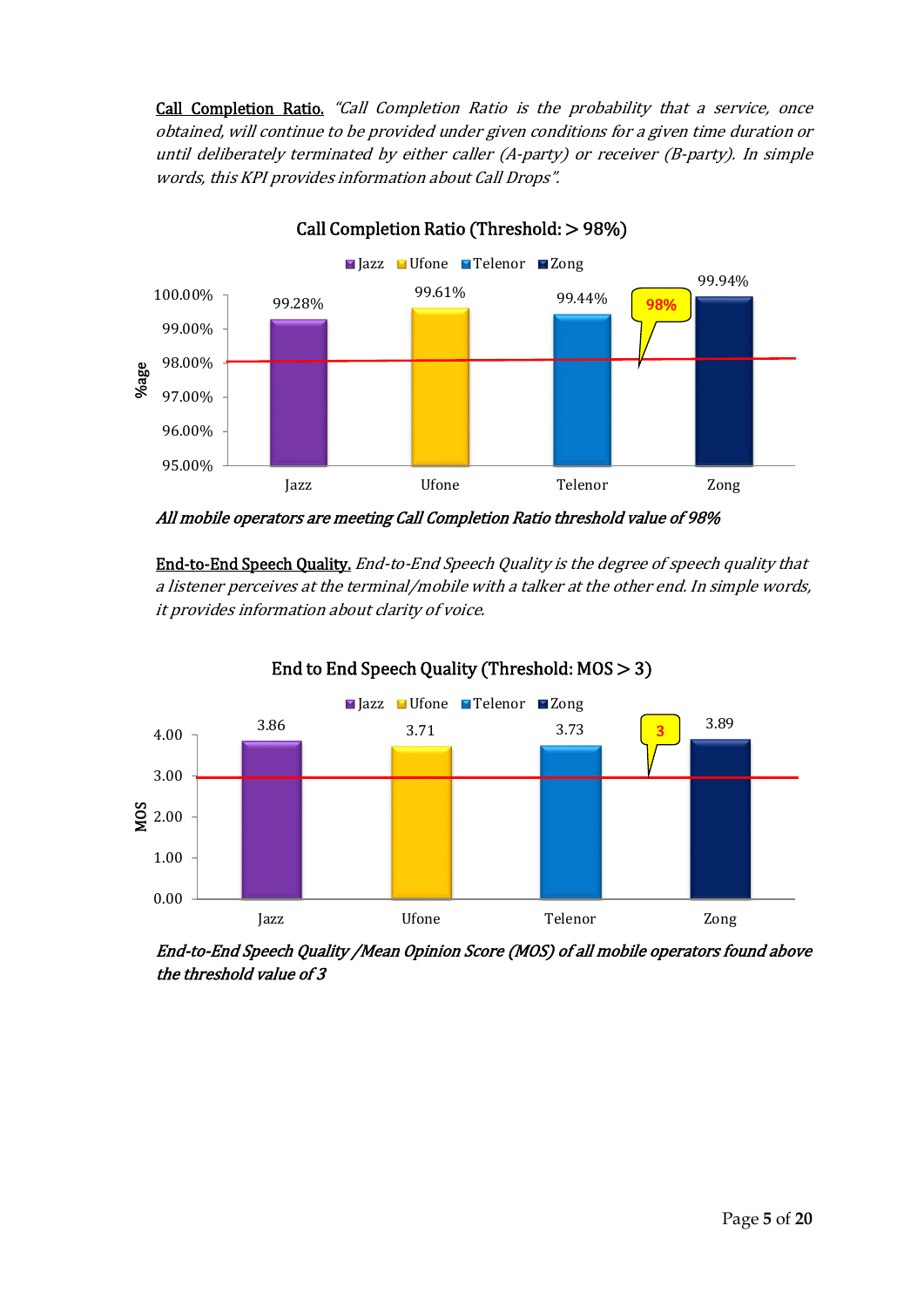**<u>Call Completion Ratio.</u>** *"Call Completion Ratio is the probability that a service, once obtained, will continue to be provided under given conditions for a given time duration or until deliberately terminated by either caller (A-party) or receiver (B-party). In simple words, this KPI provides information about Call Drops".*

**Call Completion Ratio (Threshold: > 98%)**

| Operator | %age |
|---|---|
| Jazz | 99.28% |
| Ufone | 99.61% |
| Telenor | 99.44% |
| Zong | 99.94% |

Threshold: 98%

***All mobile operators are meeting Call Completion Ratio threshold value of 98%***

**<u>End-to-End Speech Quality.</u>** *End-to-End Speech Quality is the degree of speech quality that a listener perceives at the terminal/mobile with a talker at the other end. In simple words, it provides information about clarity of voice.*

**End to End Speech Quality (Threshold: MOS > 3)**

| Operator | MOS |
|---|---|
| Jazz | 3.86 |
| Ufone | 3.71 |
| Telenor | 3.73 |
| Zong | 3.89 |

Threshold: 3

***End-to-End Speech Quality /Mean Opinion Score (MOS) of all mobile operators found above the threshold value of 3***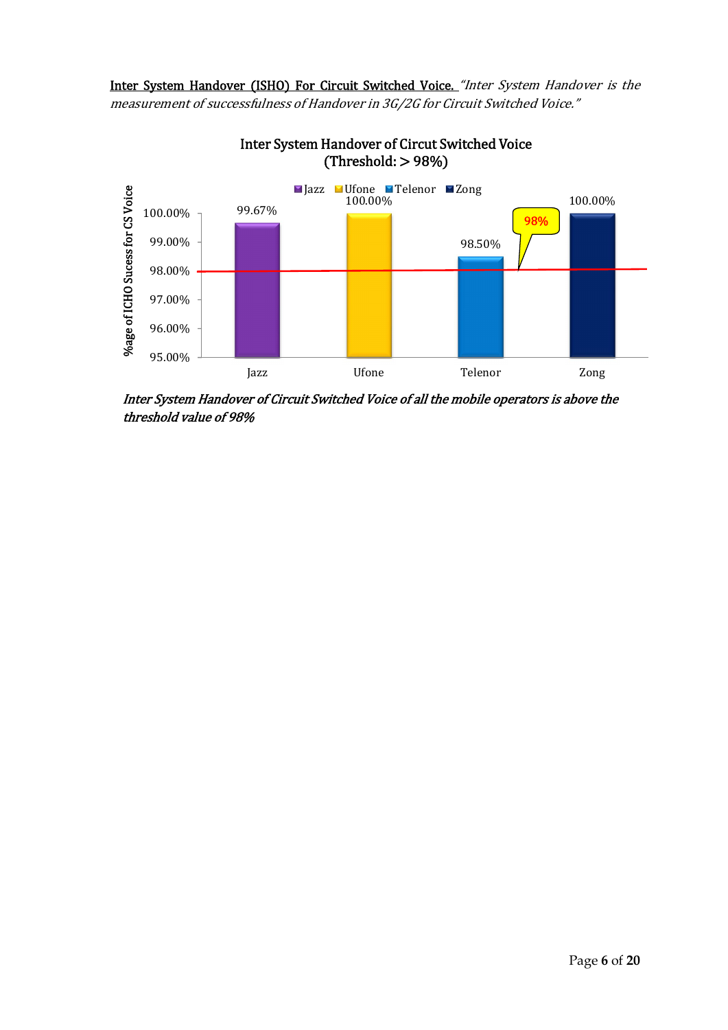**<u>Inter System Handover (ISHO) For Circuit Switched Voice.</u>** *"Inter System Handover is the measurement of successfulness of Handover in 3G/2G for Circuit Switched Voice."*

Inter System Handover of Circut Switched Voice
(Threshold: > 98%)

| Operator | %age of ICHO Sucess for CS Voice |
|---|---|
| Jazz | 99.67% |
| Ufone | 100.00% |
| Telenor | 98.50% |
| Zong | 100.00% |

***Inter System Handover of Circuit Switched Voice of all the mobile operators is above the threshold value of 98%***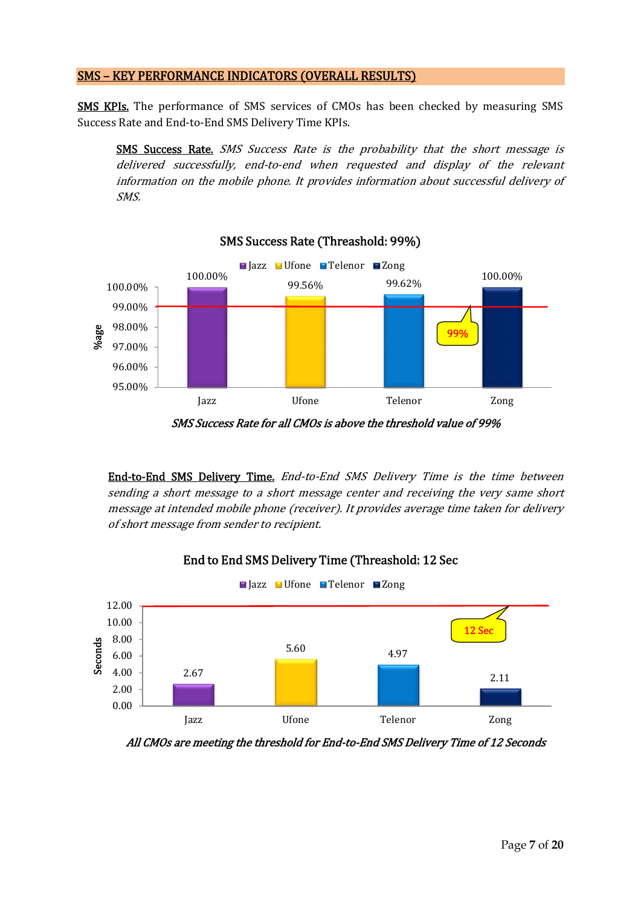## SMS – KEY PERFORMANCE INDICATORS (OVERALL RESULTS)

**SMS KPIs.** The performance of SMS services of CMOs has been checked by measuring SMS Success Rate and End-to-End SMS Delivery Time KPIs.

> **SMS Success Rate.** *SMS Success Rate is the probability that the short message is delivered successfully, end-to-end when requested and display of the relevant information on the mobile phone. It provides information about successful delivery of SMS.*

**SMS Success Rate (Threashold: 99%)**

| CMO | SMS Success Rate |
|---|---|
| Jazz | 100.00% |
| Ufone | 99.56% |
| Telenor | 99.62% |
| Zong | 100.00% |

*SMS Success Rate for all CMOs is above the threshold value of 99%*

> **End-to-End SMS Delivery Time.** *End-to-End SMS Delivery Time is the time between sending a short message to a short message center and receiving the very same short message at intended mobile phone (receiver). It provides average time taken for delivery of short message from sender to recipient.*

**End to End SMS Delivery Time (Threashold: 12 Sec**

| CMO | Seconds |
|---|---|
| Jazz | 2.67 |
| Ufone | 5.60 |
| Telenor | 4.97 |
| Zong | 2.11 |

*All CMOs are meeting the threshold for End-to-End SMS Delivery Time of 12 Seconds*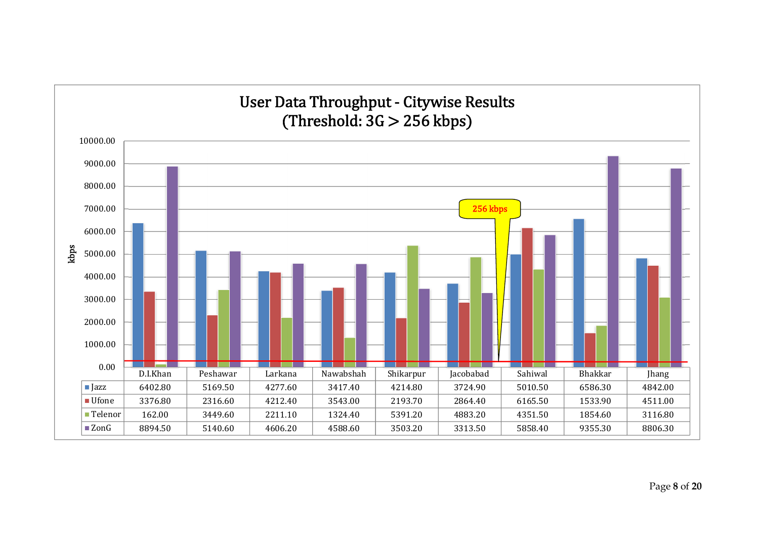## User Data Throughput - Citywise Results
## (Threshold: 3G > 256 kbps)

| | D.I.Khan | Peshawar | Larkana | Nawabshah | Shikarpur | Jacobabad | Sahiwal | Bhakkar | Jhang |
|---|---|---|---|---|---|---|---|---|---|
| Jazz | 6402.80 | 5169.50 | 4277.60 | 3417.40 | 4214.80 | 3724.90 | 5010.50 | 6586.30 | 4842.00 |
| Ufone | 3376.80 | 2316.60 | 4212.40 | 3543.00 | 2193.70 | 2864.40 | 6165.50 | 1533.90 | 4511.00 |
| Telenor | 162.00 | 3449.60 | 2211.10 | 1324.40 | 5391.20 | 4883.20 | 4351.50 | 1854.60 | 3116.80 |
| ZonG | 8894.50 | 5140.60 | 4606.20 | 4588.60 | 3503.20 | 3313.50 | 5858.40 | 9355.30 | 8806.30 |

kbps; threshold line: 256 kbps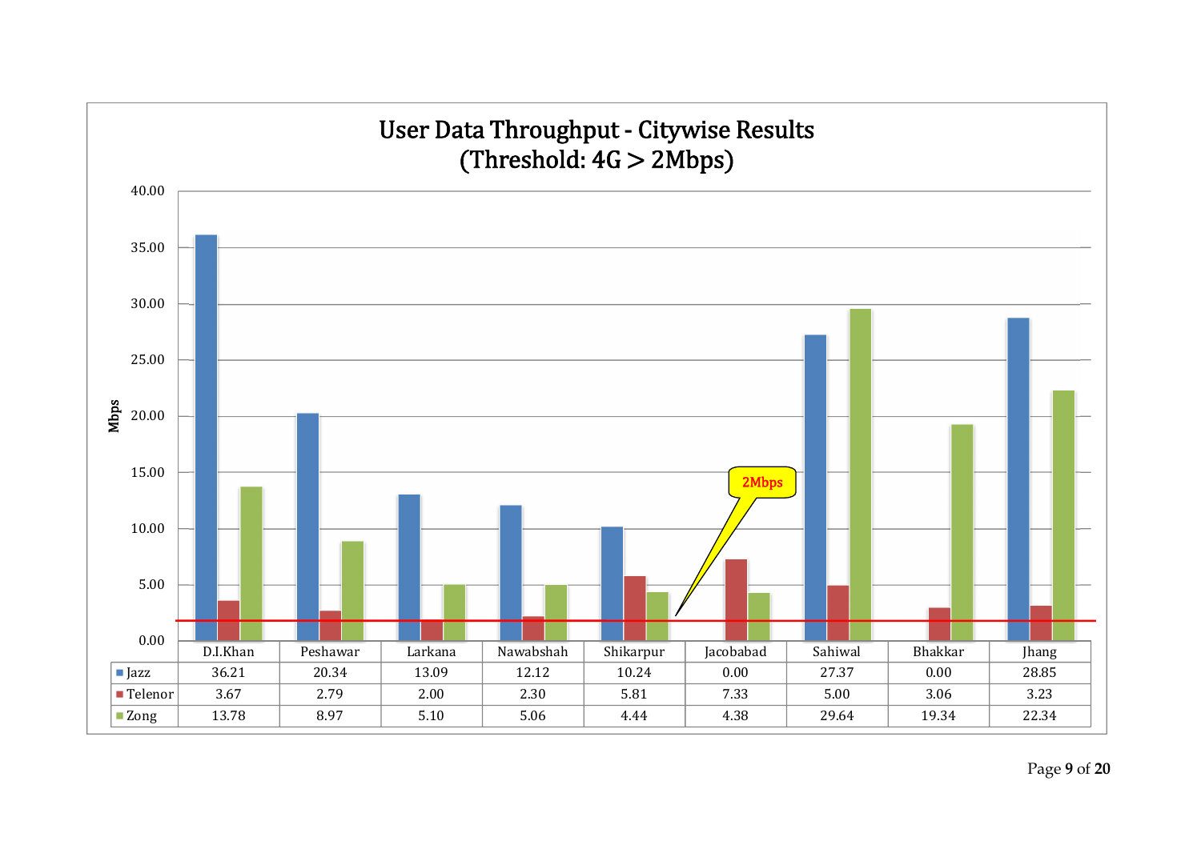# User Data Throughput - Citywise Results
## (Threshold: 4G > 2Mbps)

|  | D.I.Khan | Peshawar | Larkana | Nawabshah | Shikarpur | Jacobabad | Sahiwal | Bhakkar | Jhang |
|---|---|---|---|---|---|---|---|---|---|
| Jazz | 36.21 | 20.34 | 13.09 | 12.12 | 10.24 | 0.00 | 27.37 | 0.00 | 28.85 |
| Telenor | 3.67 | 2.79 | 2.00 | 2.30 | 5.81 | 7.33 | 5.00 | 3.06 | 3.23 |
| Zong | 13.78 | 8.97 | 5.10 | 5.06 | 4.44 | 4.38 | 29.64 | 19.34 | 22.34 |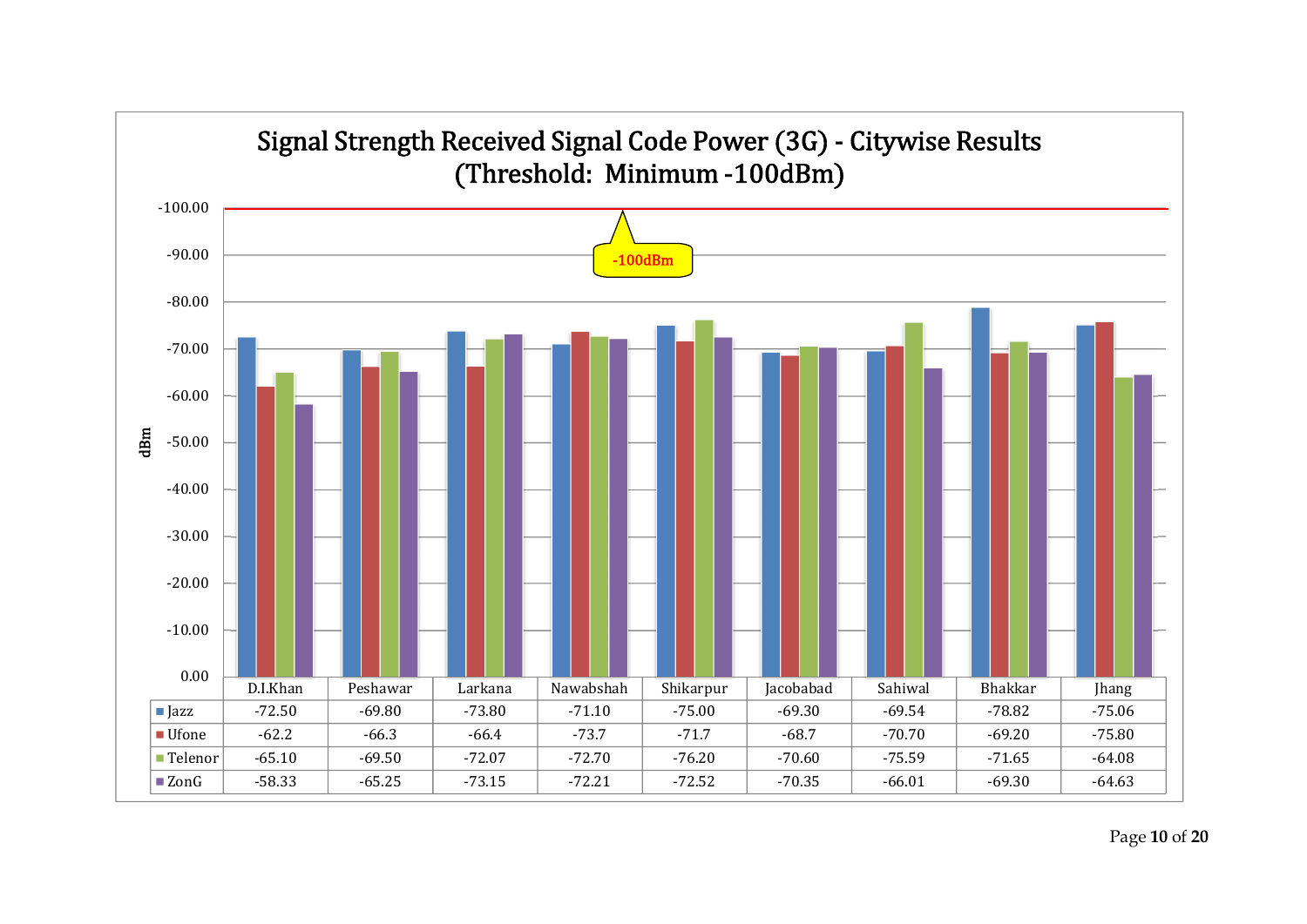# Signal Strength Received Signal Code Power (3G) - Citywise Results
## (Threshold: Minimum -100dBm)

| | D.I.Khan | Peshawar | Larkana | Nawabshah | Shikarpur | Jacobabad | Sahiwal | Bhakkar | Jhang |
|---|---|---|---|---|---|---|---|---|---|
| Jazz | -72.50 | -69.80 | -73.80 | -71.10 | -75.00 | -69.30 | -69.54 | -78.82 | -75.06 |
| Ufone | -62.2 | -66.3 | -66.4 | -73.7 | -71.7 | -68.7 | -70.70 | -69.20 | -75.80 |
| Telenor | -65.10 | -69.50 | -72.07 | -72.70 | -76.20 | -70.60 | -75.59 | -71.65 | -64.08 |
| ZonG | -58.33 | -65.25 | -73.15 | -72.21 | -72.52 | -70.35 | -66.01 | -69.30 | -64.63 |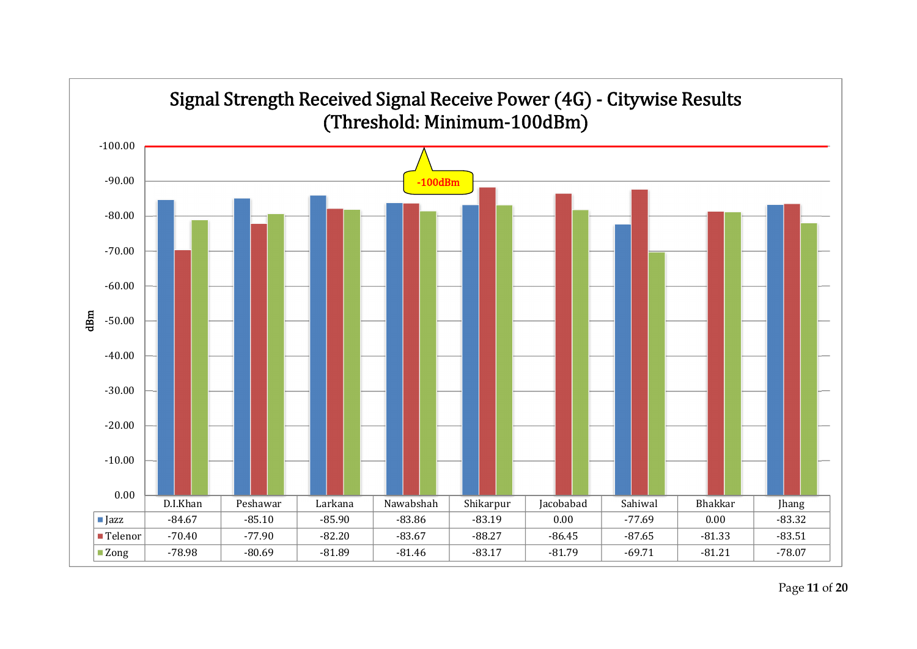## Signal Strength Received Signal Receive Power (4G) - Citywise Results (Threshold: Minimum-100dBm)

|  | D.I.Khan | Peshawar | Larkana | Nawabshah | Shikarpur | Jacobabad | Sahiwal | Bhakkar | Jhang |
|---|---|---|---|---|---|---|---|---|---|
| Jazz | -84.67 | -85.10 | -85.90 | -83.86 | -83.19 | 0.00 | -77.69 | 0.00 | -83.32 |
| Telenor | -70.40 | -77.90 | -82.20 | -83.67 | -88.27 | -86.45 | -87.65 | -81.33 | -83.51 |
| Zong | -78.98 | -80.69 | -81.89 | -81.46 | -83.17 | -81.79 | -69.71 | -81.21 | -78.07 |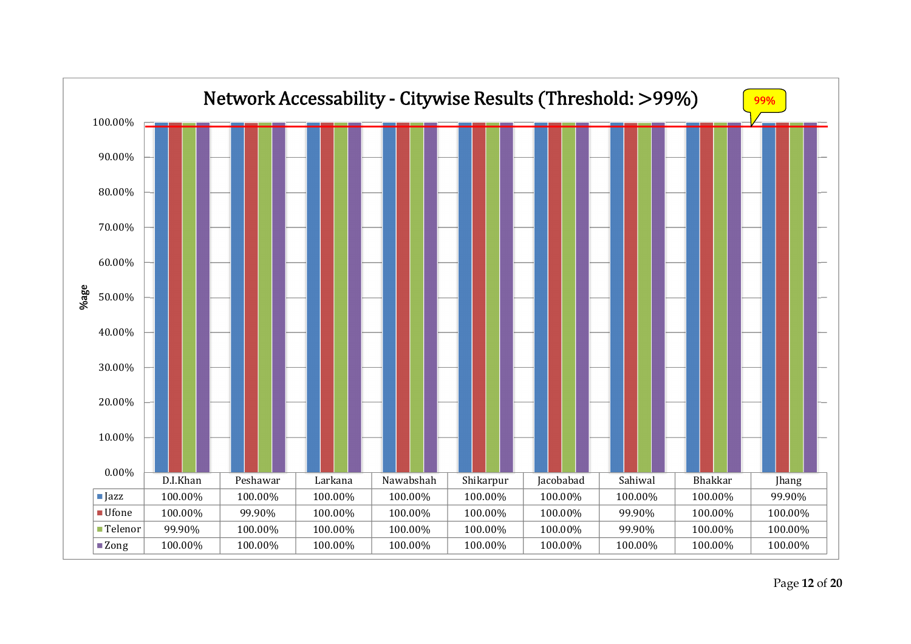## Network Accessability - Citywise Results (Threshold: >99%)

| | D.I.Khan | Peshawar | Larkana | Nawabshah | Shikarpur | Jacobabad | Sahiwal | Bhakkar | Jhang |
|---|---|---|---|---|---|---|---|---|---|
| Jazz | 100.00% | 100.00% | 100.00% | 100.00% | 100.00% | 100.00% | 100.00% | 100.00% | 99.90% |
| Ufone | 100.00% | 99.90% | 100.00% | 100.00% | 100.00% | 100.00% | 99.90% | 100.00% | 100.00% |
| Telenor | 99.90% | 100.00% | 100.00% | 100.00% | 100.00% | 100.00% | 99.90% | 100.00% | 100.00% |
| Zong | 100.00% | 100.00% | 100.00% | 100.00% | 100.00% | 100.00% | 100.00% | 100.00% | 100.00% |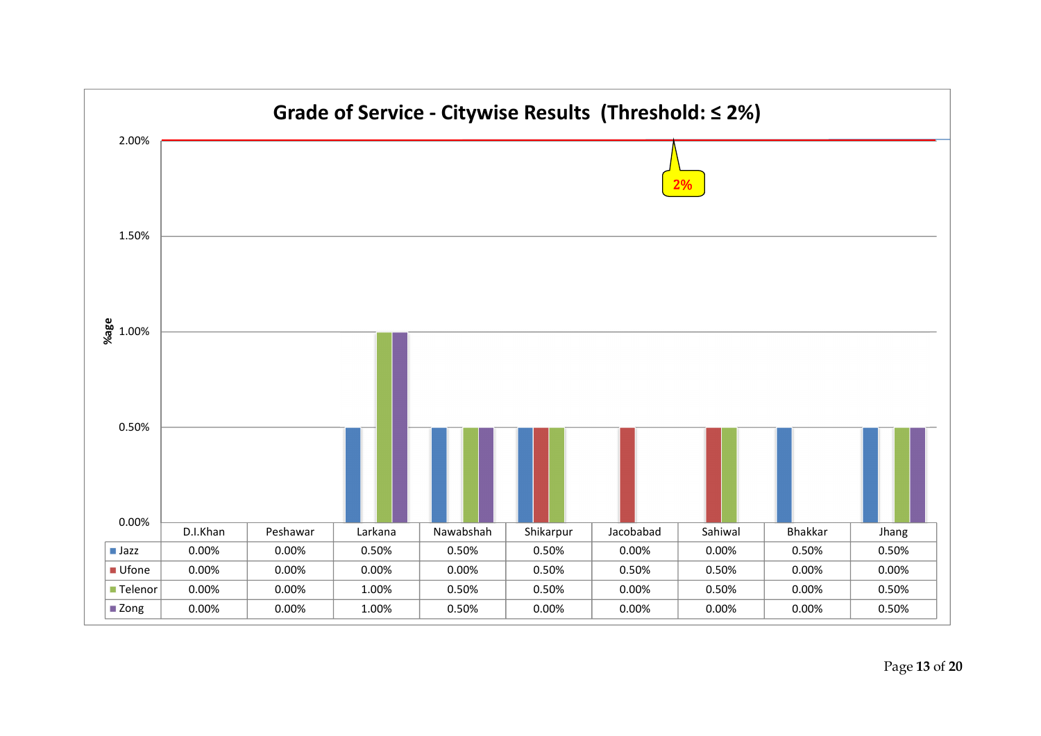## Grade of Service - Citywise Results (Threshold: ≤ 2%)

| | D.I.Khan | Peshawar | Larkana | Nawabshah | Shikarpur | Jacobabad | Sahiwal | Bhakkar | Jhang |
|---|---|---|---|---|---|---|---|---|---|
| Jazz | 0.00% | 0.00% | 0.50% | 0.50% | 0.50% | 0.00% | 0.00% | 0.50% | 0.50% |
| Ufone | 0.00% | 0.00% | 0.00% | 0.00% | 0.50% | 0.50% | 0.50% | 0.00% | 0.00% |
| Telenor | 0.00% | 0.00% | 1.00% | 0.50% | 0.50% | 0.00% | 0.50% | 0.00% | 0.50% |
| Zong | 0.00% | 0.00% | 1.00% | 0.50% | 0.00% | 0.00% | 0.00% | 0.00% | 0.50% |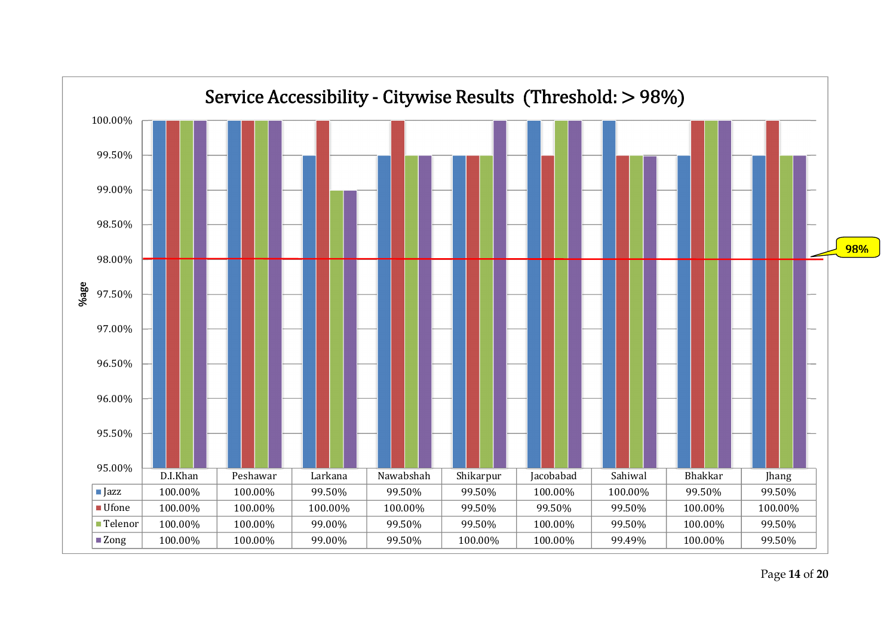## Service Accessibility - Citywise Results (Threshold: > 98%)

| | D.I.Khan | Peshawar | Larkana | Nawabshah | Shikarpur | Jacobabad | Sahiwal | Bhakkar | Jhang |
|---|---|---|---|---|---|---|---|---|---|
| Jazz | 100.00% | 100.00% | 99.50% | 99.50% | 99.50% | 100.00% | 100.00% | 99.50% | 99.50% |
| Ufone | 100.00% | 100.00% | 100.00% | 100.00% | 99.50% | 99.50% | 99.50% | 100.00% | 100.00% |
| Telenor | 100.00% | 100.00% | 99.00% | 99.50% | 99.50% | 100.00% | 99.50% | 100.00% | 99.50% |
| Zong | 100.00% | 100.00% | 99.00% | 99.50% | 100.00% | 100.00% | 99.49% | 100.00% | 99.50% |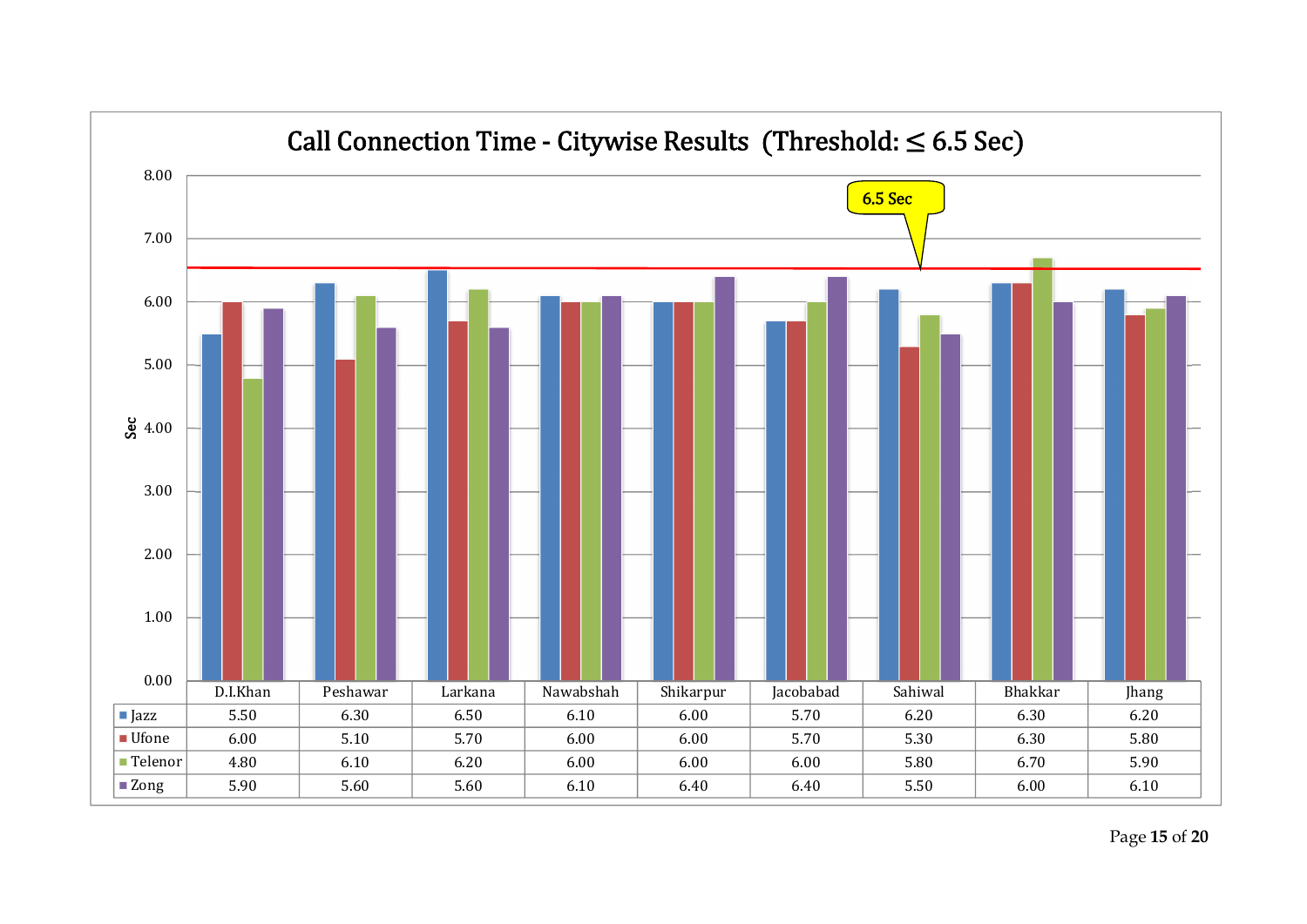# Call Connection Time - Citywise Results (Threshold: ≤ 6.5 Sec)

| | D.I.Khan | Peshawar | Larkana | Nawabshah | Shikarpur | Jacobabad | Sahiwal | Bhakkar | Jhang |
|---|---|---|---|---|---|---|---|---|---|
| Jazz | 5.50 | 6.30 | 6.50 | 6.10 | 6.00 | 5.70 | 6.20 | 6.30 | 6.20 |
| Ufone | 6.00 | 5.10 | 5.70 | 6.00 | 6.00 | 5.70 | 5.30 | 6.30 | 5.80 |
| Telenor | 4.80 | 6.10 | 6.20 | 6.00 | 6.00 | 6.00 | 5.80 | 6.70 | 5.90 |
| Zong | 5.90 | 5.60 | 5.60 | 6.10 | 6.40 | 6.40 | 5.50 | 6.00 | 6.10 |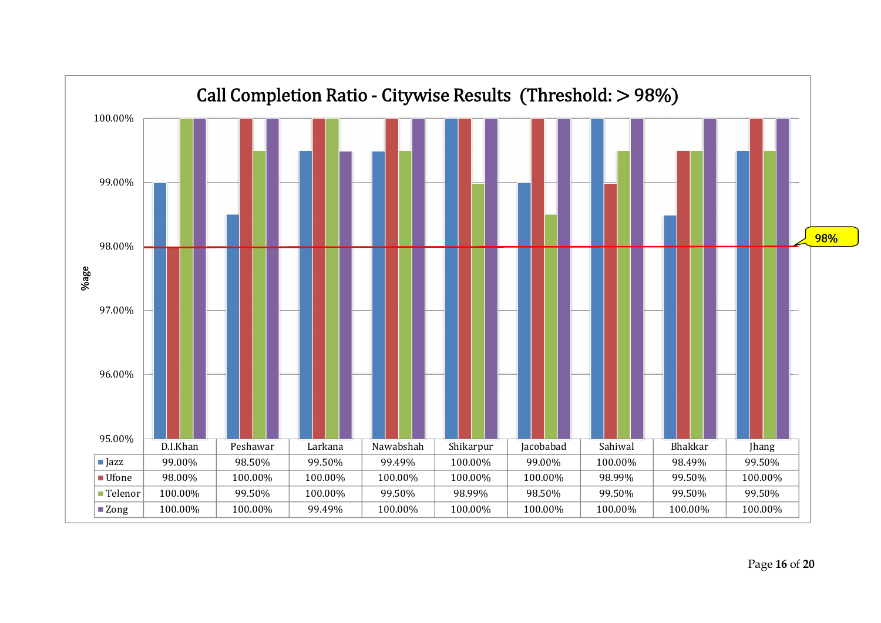# Call Completion Ratio - Citywise Results (Threshold: > 98%)

| | D.I.Khan | Peshawar | Larkana | Nawabshah | Shikarpur | Jacobabad | Sahiwal | Bhakkar | Jhang |
|---|---|---|---|---|---|---|---|---|---|
| Jazz | 99.00% | 98.50% | 99.50% | 99.49% | 100.00% | 99.00% | 100.00% | 98.49% | 99.50% |
| Ufone | 98.00% | 100.00% | 100.00% | 100.00% | 100.00% | 100.00% | 98.99% | 99.50% | 100.00% |
| Telenor | 100.00% | 99.50% | 100.00% | 99.50% | 98.99% | 98.50% | 99.50% | 99.50% | 99.50% |
| Zong | 100.00% | 100.00% | 99.49% | 100.00% | 100.00% | 100.00% | 100.00% | 100.00% | 100.00% |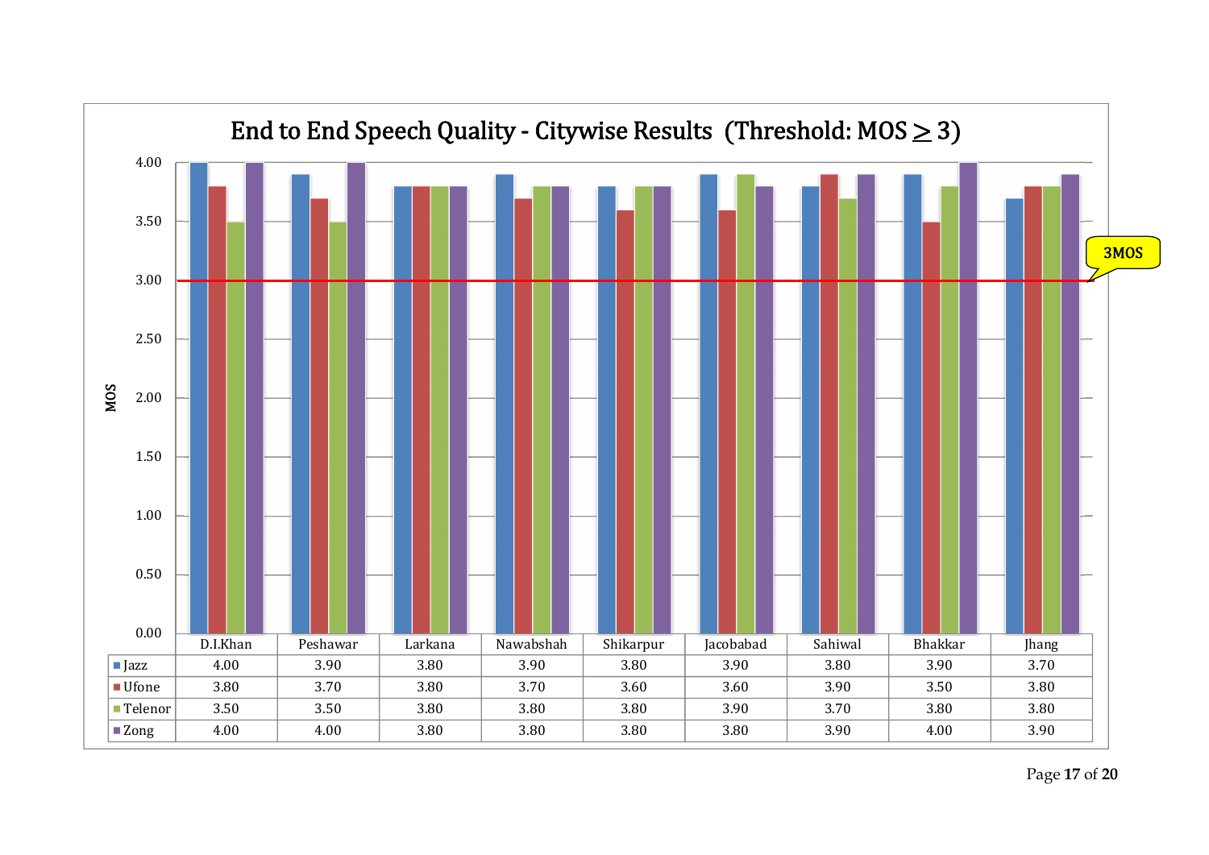## End to End Speech Quality - Citywise Results (Threshold: MOS $\geq$ 3)

| | D.I.Khan | Peshawar | Larkana | Nawabshah | Shikarpur | Jacobabad | Sahiwal | Bhakkar | Jhang |
|---|---|---|---|---|---|---|---|---|---|
| Jazz | 4.00 | 3.90 | 3.80 | 3.90 | 3.80 | 3.90 | 3.80 | 3.90 | 3.70 |
| Ufone | 3.80 | 3.70 | 3.80 | 3.70 | 3.60 | 3.60 | 3.90 | 3.50 | 3.80 |
| Telenor | 3.50 | 3.50 | 3.80 | 3.80 | 3.80 | 3.90 | 3.70 | 3.80 | 3.80 |
| Zong | 4.00 | 4.00 | 3.80 | 3.80 | 3.80 | 3.80 | 3.90 | 4.00 | 3.90 |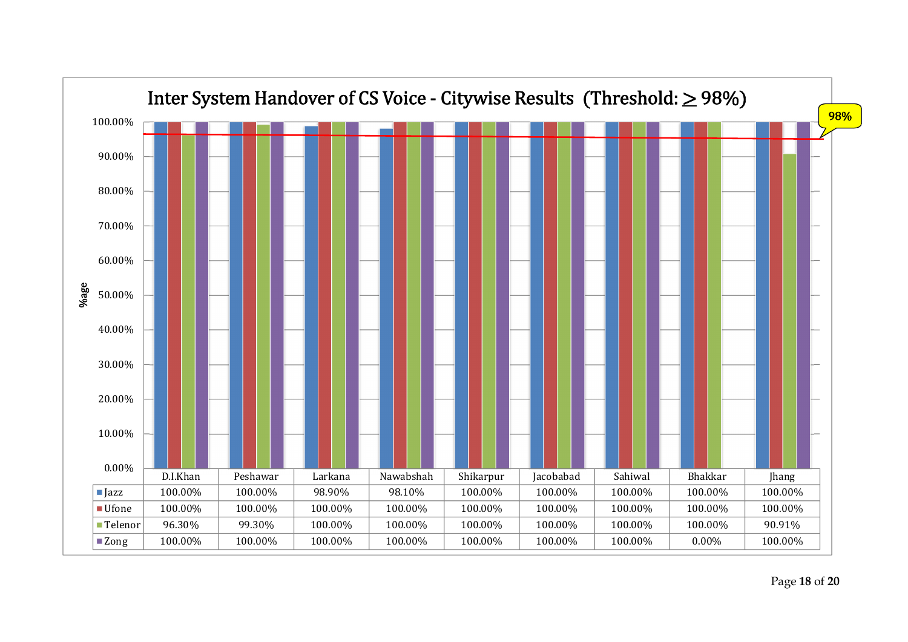# Inter System Handover of CS Voice - Citywise Results (Threshold: ≥ 98%)

| | D.I.Khan | Peshawar | Larkana | Nawabshah | Shikarpur | Jacobabad | Sahiwal | Bhakkar | Jhang |
|---|---|---|---|---|---|---|---|---|---|
| Jazz | 100.00% | 100.00% | 98.90% | 98.10% | 100.00% | 100.00% | 100.00% | 100.00% | 100.00% |
| Ufone | 100.00% | 100.00% | 100.00% | 100.00% | 100.00% | 100.00% | 100.00% | 100.00% | 100.00% |
| Telenor | 96.30% | 99.30% | 100.00% | 100.00% | 100.00% | 100.00% | 100.00% | 100.00% | 90.91% |
| Zong | 100.00% | 100.00% | 100.00% | 100.00% | 100.00% | 100.00% | 100.00% | 0.00% | 100.00% |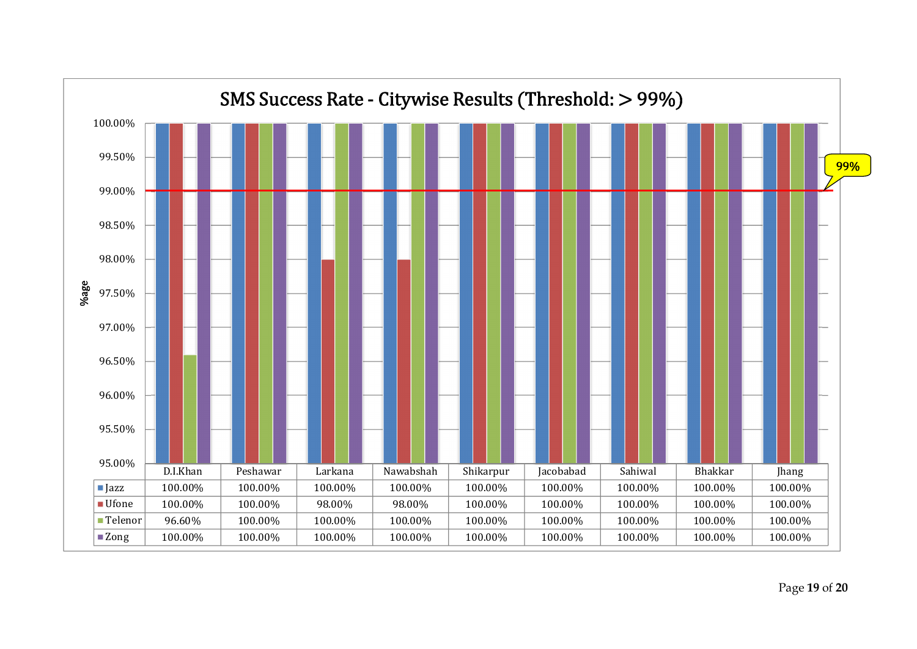## SMS Success Rate - Citywise Results (Threshold: > 99%)

| | D.I.Khan | Peshawar | Larkana | Nawabshah | Shikarpur | Jacobabad | Sahiwal | Bhakkar | Jhang |
|---|---|---|---|---|---|---|---|---|---|
| Jazz | 100.00% | 100.00% | 100.00% | 100.00% | 100.00% | 100.00% | 100.00% | 100.00% | 100.00% |
| Ufone | 100.00% | 100.00% | 98.00% | 98.00% | 100.00% | 100.00% | 100.00% | 100.00% | 100.00% |
| Telenor | 96.60% | 100.00% | 100.00% | 100.00% | 100.00% | 100.00% | 100.00% | 100.00% | 100.00% |
| Zong | 100.00% | 100.00% | 100.00% | 100.00% | 100.00% | 100.00% | 100.00% | 100.00% | 100.00% |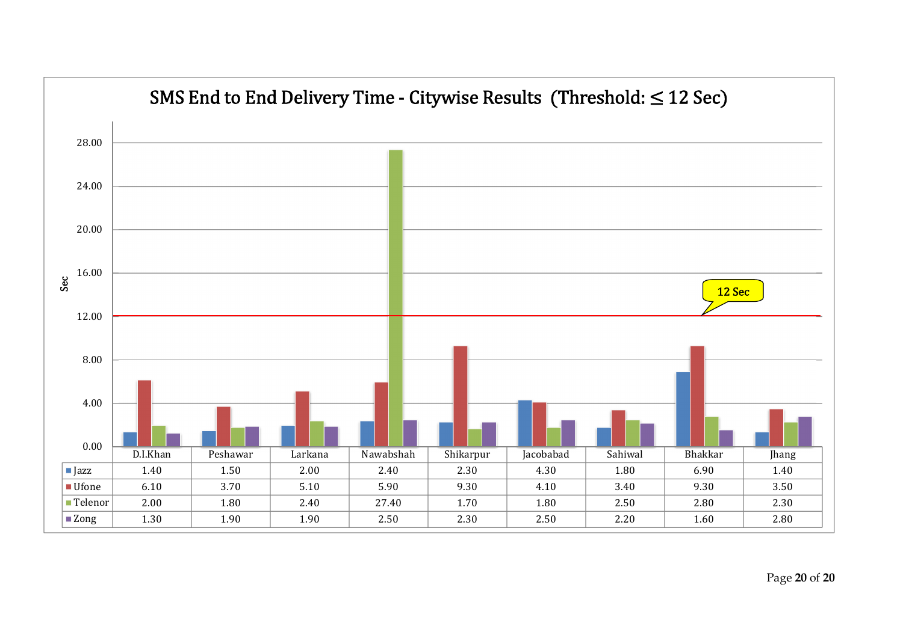SMS End to End Delivery Time - Citywise Results (Threshold: ≤ 12 Sec)

Sec

28.00
24.00
20.00
16.00
12.00
8.00
4.00
0.00

12 Sec

D.I.Khan Peshawar Larkana Nawabshah Shikarpur Jacobabad Sahiwal Bhakkar Jhang

Jazz 1.40 1.50 2.00 2.40 2.30 4.30 1.80 6.90 1.40

Ufone 6.10 3.70 5.10 5.90 9.30 4.10 3.40 9.30 3.50

Telenor 2.00 1.80 2.40 27.40 1.70 1.80 2.50 2.80 2.30

Zong 1.30 1.90 1.90 2.50 2.30 2.50 2.20 1.60 2.80